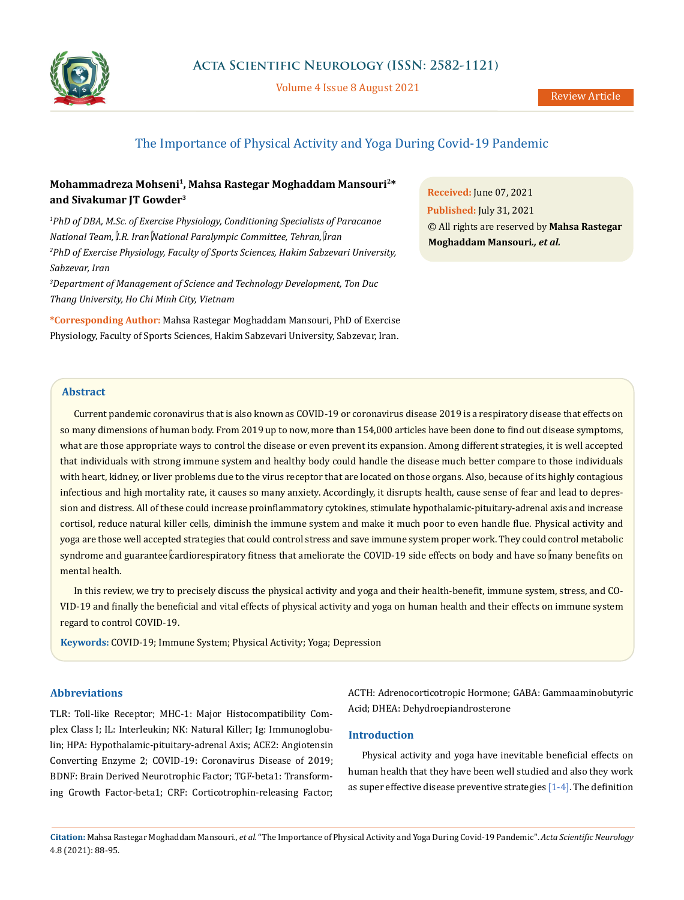Review Article

# The Importance of Physical Activity and Yoga During Covid-19 Pandemic

**Mohammadreza Mohseni[1], Mahsa Rastegar Moghaddam Mansouri[2]* and Sivakumar JT Gowder[3]**

*[1]PhD of DBA, M.Sc. of Exercise Physiology, Conditioning Specialists of Paracanoe National Team, I.R. Iran National Paralympic Committee, Tehran, Iran*

*[2]PhD of Exercise Physiology, Faculty of Sports Sciences, Hakim Sabzevari University, Sabzevar, Iran*

*[3]Department of Management of Science and Technology Development, Ton Duc Thang University, Ho Chi Minh City, Vietnam*

***Corresponding Author:** Mahsa Rastegar Moghaddam Mansouri, PhD of Exercise Physiology, Faculty of Sports Sciences, Hakim Sabzevari University, Sabzevar, Iran.

**Received:** June 07, 2021
**Published:** July 31, 2021
© All rights are reserved by **Mahsa Rastegar Moghaddam Mansouri*., et al.***

## Abstract

Current pandemic coronavirus that is also known as COVID-19 or coronavirus disease 2019 is a respiratory disease that effects on so many dimensions of human body. From 2019 up to now, more than 154,000 articles have been done to find out disease symptoms, what are those appropriate ways to control the disease or even prevent its expansion. Among different strategies, it is well accepted that individuals with strong immune system and healthy body could handle the disease much better compare to those individuals with heart, kidney, or liver problems due to the virus receptor that are located on those organs. Also, because of its highly contagious infectious and high mortality rate, it causes so many anxiety. Accordingly, it disrupts health, cause sense of fear and lead to depression and distress. All of these could increase proinflammatory cytokines, stimulate hypothalamic-pituitary-adrenal axis and increase cortisol, reduce natural killer cells, diminish the immune system and make it much poor to even handle flue. Physical activity and yoga are those well accepted strategies that could control stress and save immune system proper work. They could control metabolic syndrome and guarantee cardiorespiratory fitness that ameliorate the COVID-19 side effects on body and have so many benefits on mental health.

In this review, we try to precisely discuss the physical activity and yoga and their health-benefit, immune system, stress, and COVID-19 and finally the beneficial and vital effects of physical activity and yoga on human health and their effects on immune system regard to control COVID-19.

**Keywords:** COVID-19; Immune System; Physical Activity; Yoga; Depression

## Abbreviations

TLR: Toll-like Receptor; MHC-1: Major Histocompatibility Complex Class I; IL: Interleukin; NK: Natural Killer; Ig: Immunoglobulin; HPA: Hypothalamic-pituitary-adrenal Axis; ACE2: Angiotensin Converting Enzyme 2; COVID-19: Coronavirus Disease of 2019; BDNF: Brain Derived Neurotrophic Factor; TGF-beta1: Transforming Growth Factor-beta1; CRF: Corticotrophin-releasing Factor; ACTH: Adrenocorticotropic Hormone; GABA: Gammaaminobutyric Acid; DHEA: Dehydroepiandrosterone

## Introduction

Physical activity and yoga have inevitable beneficial effects on human health that they have been well studied and also they work as super effective disease preventive strategies [1-4]. The definition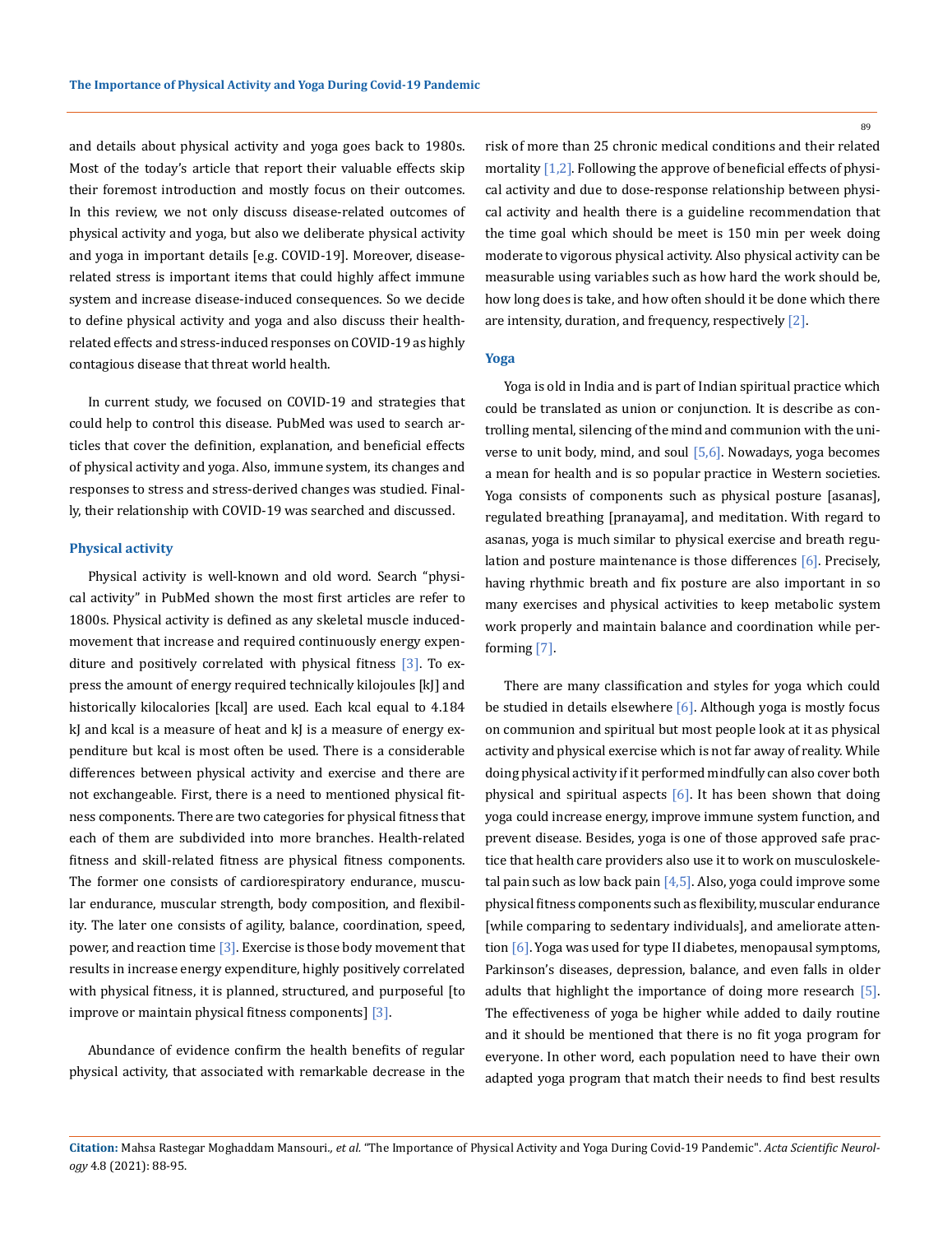and details about physical activity and yoga goes back to 1980s. Most of the today's article that report their valuable effects skip their foremost introduction and mostly focus on their outcomes. In this review, we not only discuss disease-related outcomes of physical activity and yoga, but also we deliberate physical activity and yoga in important details [e.g. COVID-19]. Moreover, disease-related stress is important items that could highly affect immune system and increase disease-induced consequences. So we decide to define physical activity and yoga and also discuss their health-related effects and stress-induced responses on COVID-19 as highly contagious disease that threat world health.

In current study, we focused on COVID-19 and strategies that could help to control this disease. PubMed was used to search articles that cover the definition, explanation, and beneficial effects of physical activity and yoga. Also, immune system, its changes and responses to stress and stress-derived changes was studied. Finally, their relationship with COVID-19 was searched and discussed.

### Physical activity

Physical activity is well-known and old word. Search "physical activity" in PubMed shown the most first articles are refer to 1800s. Physical activity is defined as any skeletal muscle induced-movement that increase and required continuously energy expenditure and positively correlated with physical fitness [3]. To express the amount of energy required technically kilojoules [kJ] and historically kilocalories [kcal] are used. Each kcal equal to 4.184 kJ and kcal is a measure of heat and kJ is a measure of energy expenditure but kcal is most often be used. There is a considerable differences between physical activity and exercise and there are not exchangeable. First, there is a need to mentioned physical fitness components. There are two categories for physical fitness that each of them are subdivided into more branches. Health-related fitness and skill-related fitness are physical fitness components. The former one consists of cardiorespiratory endurance, muscular endurance, muscular strength, body composition, and flexibility. The later one consists of agility, balance, coordination, speed, power, and reaction time [3]. Exercise is those body movement that results in increase energy expenditure, highly positively correlated with physical fitness, it is planned, structured, and purposeful [to improve or maintain physical fitness components] [3].

Abundance of evidence confirm the health benefits of regular physical activity, that associated with remarkable decrease in the risk of more than 25 chronic medical conditions and their related mortality [1,2]. Following the approve of beneficial effects of physical activity and due to dose-response relationship between physical activity and health there is a guideline recommendation that the time goal which should be meet is 150 min per week doing moderate to vigorous physical activity. Also physical activity can be measurable using variables such as how hard the work should be, how long does is take, and how often should it be done which there are intensity, duration, and frequency, respectively [2].

### Yoga

Yoga is old in India and is part of Indian spiritual practice which could be translated as union or conjunction. It is describe as controlling mental, silencing of the mind and communion with the universe to unit body, mind, and soul [5,6]. Nowadays, yoga becomes a mean for health and is so popular practice in Western societies. Yoga consists of components such as physical posture [asanas], regulated breathing [pranayama], and meditation. With regard to asanas, yoga is much similar to physical exercise and breath regulation and posture maintenance is those differences [6]. Precisely, having rhythmic breath and fix posture are also important in so many exercises and physical activities to keep metabolic system work properly and maintain balance and coordination while performing [7].

There are many classification and styles for yoga which could be studied in details elsewhere [6]. Although yoga is mostly focus on communion and spiritual but most people look at it as physical activity and physical exercise which is not far away of reality. While doing physical activity if it performed mindfully can also cover both physical and spiritual aspects [6]. It has been shown that doing yoga could increase energy, improve immune system function, and prevent disease. Besides, yoga is one of those approved safe practice that health care providers also use it to work on musculoskeletal pain such as low back pain [4,5]. Also, yoga could improve some physical fitness components such as flexibility, muscular endurance [while comparing to sedentary individuals], and ameliorate attention [6]. Yoga was used for type II diabetes, menopausal symptoms, Parkinson's diseases, depression, balance, and even falls in older adults that highlight the importance of doing more research [5]. The effectiveness of yoga be higher while added to daily routine and it should be mentioned that there is no fit yoga program for everyone. In other word, each population need to have their own adapted yoga program that match their needs to find best results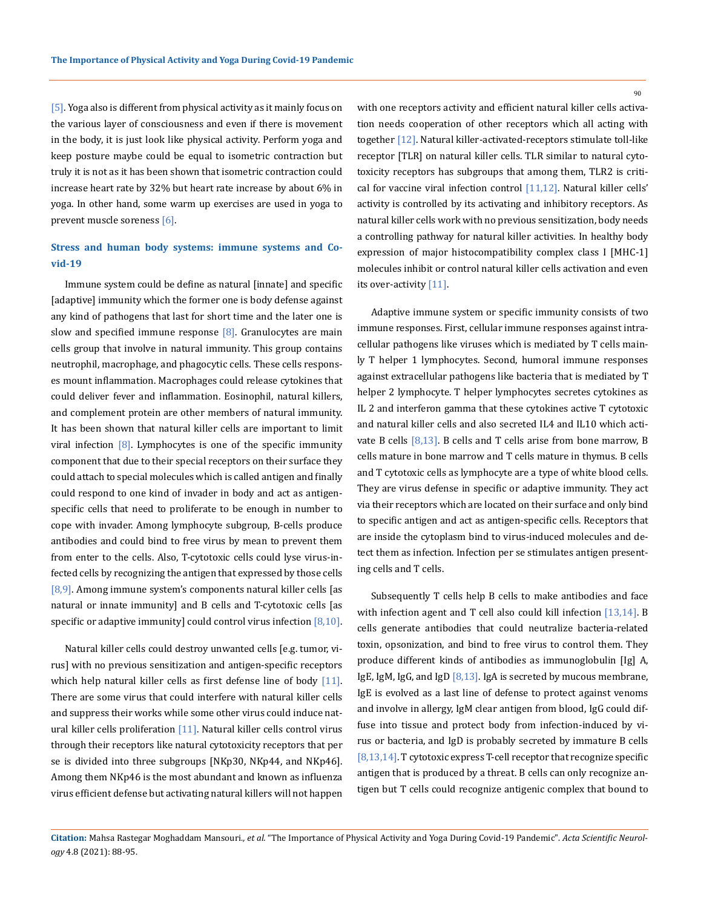[5]. Yoga also is different from physical activity as it mainly focus on the various layer of consciousness and even if there is movement in the body, it is just look like physical activity. Perform yoga and keep posture maybe could be equal to isometric contraction but truly it is not as it has been shown that isometric contraction could increase heart rate by 32% but heart rate increase by about 6% in yoga. In other hand, some warm up exercises are used in yoga to prevent muscle soreness [6].

### Stress and human body systems: immune systems and Covid-19

Immune system could be define as natural [innate] and specific [adaptive] immunity which the former one is body defense against any kind of pathogens that last for short time and the later one is slow and specified immune response [8]. Granulocytes are main cells group that involve in natural immunity. This group contains neutrophil, macrophage, and phagocytic cells. These cells responses mount inflammation. Macrophages could release cytokines that could deliver fever and inflammation. Eosinophil, natural killers, and complement protein are other members of natural immunity. It has been shown that natural killer cells are important to limit viral infection [8]. Lymphocytes is one of the specific immunity component that due to their special receptors on their surface they could attach to special molecules which is called antigen and finally could respond to one kind of invader in body and act as antigen-specific cells that need to proliferate to be enough in number to cope with invader. Among lymphocyte subgroup, B-cells produce antibodies and could bind to free virus by mean to prevent them from enter to the cells. Also, T-cytotoxic cells could lyse virus-infected cells by recognizing the antigen that expressed by those cells [8,9]. Among immune system's components natural killer cells [as natural or innate immunity] and B cells and T-cytotoxic cells [as specific or adaptive immunity] could control virus infection [8,10].

Natural killer cells could destroy unwanted cells [e.g. tumor, virus] with no previous sensitization and antigen-specific receptors which help natural killer cells as first defense line of body [11]. There are some virus that could interfere with natural killer cells and suppress their works while some other virus could induce natural killer cells proliferation [11]. Natural killer cells control virus through their receptors like natural cytotoxicity receptors that per se is divided into three subgroups [NKp30, NKp44, and NKp46]. Among them NKp46 is the most abundant and known as influenza virus efficient defense but activating natural killers will not happen with one receptors activity and efficient natural killer cells activation needs cooperation of other receptors which all acting with together [12]. Natural killer-activated-receptors stimulate toll-like receptor [TLR] on natural killer cells. TLR similar to natural cytotoxicity receptors has subgroups that among them, TLR2 is critical for vaccine viral infection control [11,12]. Natural killer cells' activity is controlled by its activating and inhibitory receptors. As natural killer cells work with no previous sensitization, body needs a controlling pathway for natural killer activities. In healthy body expression of major histocompatibility complex class I [MHC-1] molecules inhibit or control natural killer cells activation and even its over-activity [11].

Adaptive immune system or specific immunity consists of two immune responses. First, cellular immune responses against intracellular pathogens like viruses which is mediated by T cells mainly T helper 1 lymphocytes. Second, humoral immune responses against extracellular pathogens like bacteria that is mediated by T helper 2 lymphocyte. T helper lymphocytes secretes cytokines as IL 2 and interferon gamma that these cytokines active T cytotoxic and natural killer cells and also secreted IL4 and IL10 which activate B cells [8,13]. B cells and T cells arise from bone marrow, B cells mature in bone marrow and T cells mature in thymus. B cells and T cytotoxic cells as lymphocyte are a type of white blood cells. They are virus defense in specific or adaptive immunity. They act via their receptors which are located on their surface and only bind to specific antigen and act as antigen-specific cells. Receptors that are inside the cytoplasm bind to virus-induced molecules and detect them as infection. Infection per se stimulates antigen presenting cells and T cells.

Subsequently T cells help B cells to make antibodies and face with infection agent and T cell also could kill infection [13,14]. B cells generate antibodies that could neutralize bacteria-related toxin, opsonization, and bind to free virus to control them. They produce different kinds of antibodies as immunoglobulin [Ig] A, IgE, IgM, IgG, and IgD [8,13]. IgA is secreted by mucous membrane, IgE is evolved as a last line of defense to protect against venoms and involve in allergy, IgM clear antigen from blood, IgG could diffuse into tissue and protect body from infection-induced by virus or bacteria, and IgD is probably secreted by immature B cells [8,13,14]. T cytotoxic express T-cell receptor that recognize specific antigen that is produced by a threat. B cells can only recognize antigen but T cells could recognize antigenic complex that bound to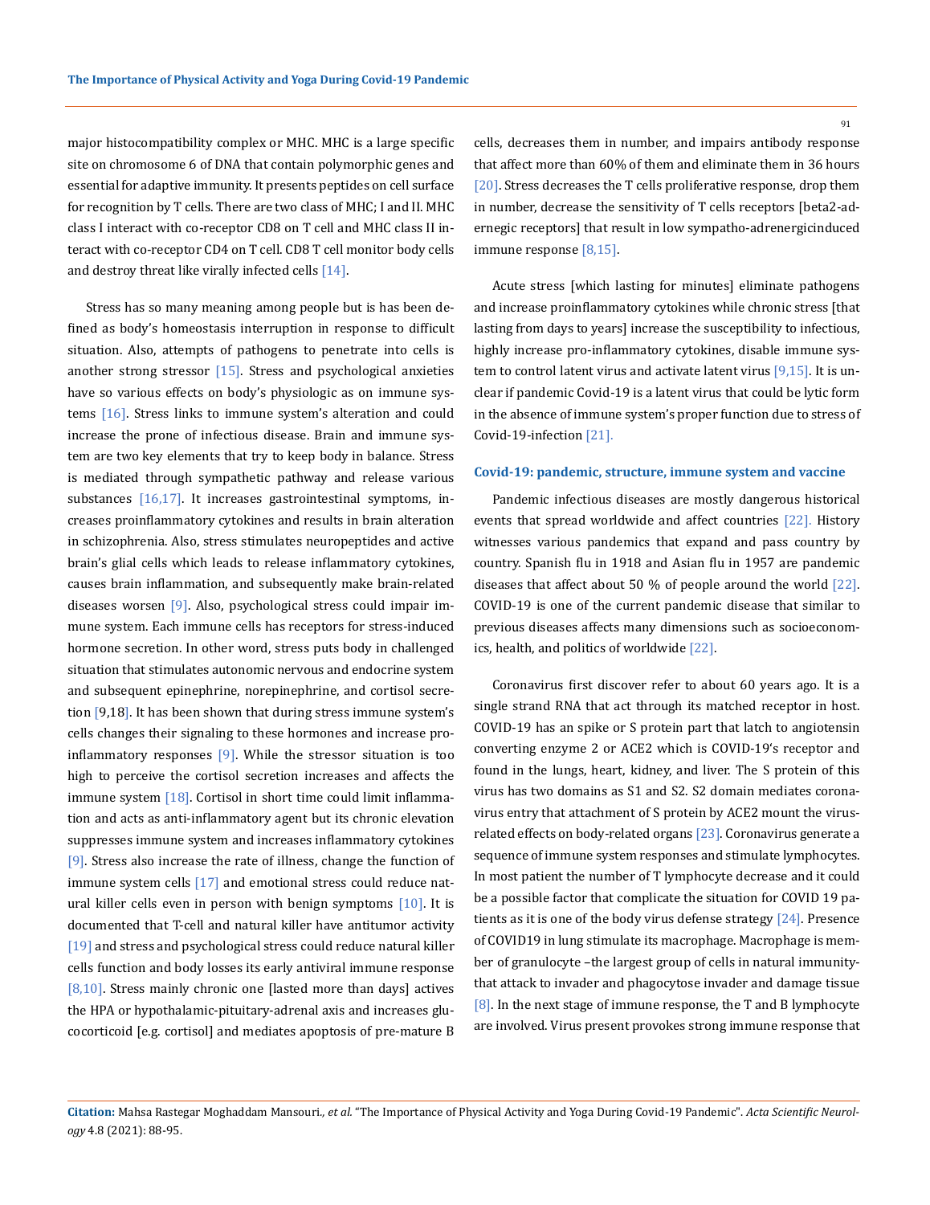major histocompatibility complex or MHC. MHC is a large specific site on chromosome 6 of DNA that contain polymorphic genes and essential for adaptive immunity. It presents peptides on cell surface for recognition by T cells. There are two class of MHC; I and II. MHC class I interact with co-receptor CD8 on T cell and MHC class II interact with co-receptor CD4 on T cell. CD8 T cell monitor body cells and destroy threat like virally infected cells [14].

Stress has so many meaning among people but is has been defined as body's homeostasis interruption in response to difficult situation. Also, attempts of pathogens to penetrate into cells is another strong stressor [15]. Stress and psychological anxieties have so various effects on body's physiologic as on immune systems [16]. Stress links to immune system's alteration and could increase the prone of infectious disease. Brain and immune system are two key elements that try to keep body in balance. Stress is mediated through sympathetic pathway and release various substances [16,17]. It increases gastrointestinal symptoms, increases proinflammatory cytokines and results in brain alteration in schizophrenia. Also, stress stimulates neuropeptides and active brain's glial cells which leads to release inflammatory cytokines, causes brain inflammation, and subsequently make brain-related diseases worsen [9]. Also, psychological stress could impair immune system. Each immune cells has receptors for stress-induced hormone secretion. In other word, stress puts body in challenged situation that stimulates autonomic nervous and endocrine system and subsequent epinephrine, norepinephrine, and cortisol secretion [9,18]. It has been shown that during stress immune system's cells changes their signaling to these hormones and increase proinflammatory responses [9]. While the stressor situation is too high to perceive the cortisol secretion increases and affects the immune system [18]. Cortisol in short time could limit inflammation and acts as anti-inflammatory agent but its chronic elevation suppresses immune system and increases inflammatory cytokines [9]. Stress also increase the rate of illness, change the function of immune system cells [17] and emotional stress could reduce natural killer cells even in person with benign symptoms [10]. It is documented that T-cell and natural killer have antitumor activity [19] and stress and psychological stress could reduce natural killer cells function and body losses its early antiviral immune response [8,10]. Stress mainly chronic one [lasted more than days] actives the HPA or hypothalamic-pituitary-adrenal axis and increases glucocorticoid [e.g. cortisol] and mediates apoptosis of pre-mature B cells, decreases them in number, and impairs antibody response that affect more than 60% of them and eliminate them in 36 hours [20]. Stress decreases the T cells proliferative response, drop them in number, decrease the sensitivity of T cells receptors [beta2-adrenegic receptors] that result in low sympatho-adrenergicinduced immune response [8,15].

Acute stress [which lasting for minutes] eliminate pathogens and increase proinflammatory cytokines while chronic stress [that lasting from days to years] increase the susceptibility to infectious, highly increase pro-inflammatory cytokines, disable immune system to control latent virus and activate latent virus [9,15]. It is unclear if pandemic Covid-19 is a latent virus that could be lytic form in the absence of immune system's proper function due to stress of Covid-19-infection [21].

### Covid-19: pandemic, structure, immune system and vaccine

Pandemic infectious diseases are mostly dangerous historical events that spread worldwide and affect countries [22]. History witnesses various pandemics that expand and pass country by country. Spanish flu in 1918 and Asian flu in 1957 are pandemic diseases that affect about 50 % of people around the world [22]. COVID-19 is one of the current pandemic disease that similar to previous diseases affects many dimensions such as socioeconomics, health, and politics of worldwide [22].

Coronavirus first discover refer to about 60 years ago. It is a single strand RNA that act through its matched receptor in host. COVID-19 has an spike or S protein part that latch to angiotensin converting enzyme 2 or ACE2 which is COVID-19's receptor and found in the lungs, heart, kidney, and liver. The S protein of this virus has two domains as S1 and S2. S2 domain mediates coronavirus entry that attachment of S protein by ACE2 mount the virus-related effects on body-related organs [23]. Coronavirus generate a sequence of immune system responses and stimulate lymphocytes. In most patient the number of T lymphocyte decrease and it could be a possible factor that complicate the situation for COVID 19 patients as it is one of the body virus defense strategy [24]. Presence of COVID19 in lung stimulate its macrophage. Macrophage is member of granulocyte –the largest group of cells in natural immunity- that attack to invader and phagocytose invader and damage tissue [8]. In the next stage of immune response, the T and B lymphocyte are involved. Virus present provokes strong immune response that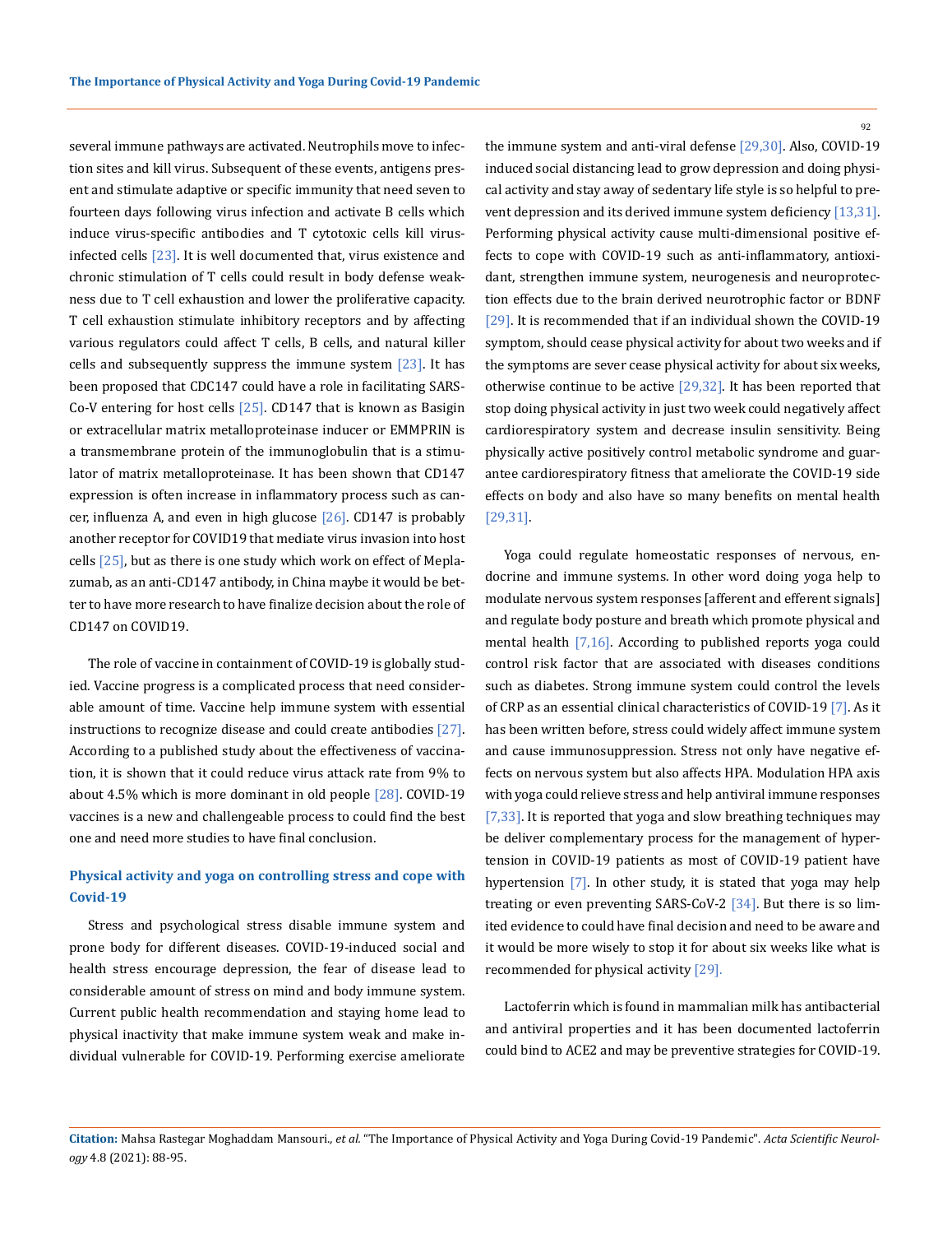several immune pathways are activated. Neutrophils move to infection sites and kill virus. Subsequent of these events, antigens present and stimulate adaptive or specific immunity that need seven to fourteen days following virus infection and activate B cells which induce virus-specific antibodies and T cytotoxic cells kill virus-infected cells [23]. It is well documented that, virus existence and chronic stimulation of T cells could result in body defense weakness due to T cell exhaustion and lower the proliferative capacity. T cell exhaustion stimulate inhibitory receptors and by affecting various regulators could affect T cells, B cells, and natural killer cells and subsequently suppress the immune system [23]. It has been proposed that CDC147 could have a role in facilitating SARS-Co-V entering for host cells [25]. CD147 that is known as Basigin or extracellular matrix metalloproteinase inducer or EMMPRIN is a transmembrane protein of the immunoglobulin that is a stimulator of matrix metalloproteinase. It has been shown that CD147 expression is often increase in inflammatory process such as cancer, influenza A, and even in high glucose [26]. CD147 is probably another receptor for COVID19 that mediate virus invasion into host cells [25], but as there is one study which work on effect of Meplazumab, as an anti-CD147 antibody, in China maybe it would be better to have more research to have finalize decision about the role of CD147 on COVID19.

The role of vaccine in containment of COVID-19 is globally studied. Vaccine progress is a complicated process that need considerable amount of time. Vaccine help immune system with essential instructions to recognize disease and could create antibodies [27]. According to a published study about the effectiveness of vaccination, it is shown that it could reduce virus attack rate from 9% to about 4.5% which is more dominant in old people [28]. COVID-19 vaccines is a new and challengeable process to could find the best one and need more studies to have final conclusion.

## Physical activity and yoga on controlling stress and cope with Covid-19

Stress and psychological stress disable immune system and prone body for different diseases. COVID-19-induced social and health stress encourage depression, the fear of disease lead to considerable amount of stress on mind and body immune system. Current public health recommendation and staying home lead to physical inactivity that make immune system weak and make individual vulnerable for COVID-19. Performing exercise ameliorate the immune system and anti-viral defense [29,30]. Also, COVID-19 induced social distancing lead to grow depression and doing physical activity and stay away of sedentary life style is so helpful to prevent depression and its derived immune system deficiency [13,31]. Performing physical activity cause multi-dimensional positive effects to cope with COVID-19 such as anti-inflammatory, antioxidant, strengthen immune system, neurogenesis and neuroprotection effects due to the brain derived neurotrophic factor or BDNF [29]. It is recommended that if an individual shown the COVID-19 symptom, should cease physical activity for about two weeks and if the symptoms are sever cease physical activity for about six weeks, otherwise continue to be active [29,32]. It has been reported that stop doing physical activity in just two week could negatively affect cardiorespiratory system and decrease insulin sensitivity. Being physically active positively control metabolic syndrome and guarantee cardiorespiratory fitness that ameliorate the COVID-19 side effects on body and also have so many benefits on mental health [29,31].

Yoga could regulate homeostatic responses of nervous, endocrine and immune systems. In other word doing yoga help to modulate nervous system responses [afferent and efferent signals] and regulate body posture and breath which promote physical and mental health [7,16]. According to published reports yoga could control risk factor that are associated with diseases conditions such as diabetes. Strong immune system could control the levels of CRP as an essential clinical characteristics of COVID-19 [7]. As it has been written before, stress could widely affect immune system and cause immunosuppression. Stress not only have negative effects on nervous system but also affects HPA. Modulation HPA axis with yoga could relieve stress and help antiviral immune responses [7,33]. It is reported that yoga and slow breathing techniques may be deliver complementary process for the management of hypertension in COVID-19 patients as most of COVID-19 patient have hypertension [7]. In other study, it is stated that yoga may help treating or even preventing SARS-CoV-2 [34]. But there is so limited evidence to could have final decision and need to be aware and it would be more wisely to stop it for about six weeks like what is recommended for physical activity [29].

Lactoferrin which is found in mammalian milk has antibacterial and antiviral properties and it has been documented lactoferrin could bind to ACE2 and may be preventive strategies for COVID-19.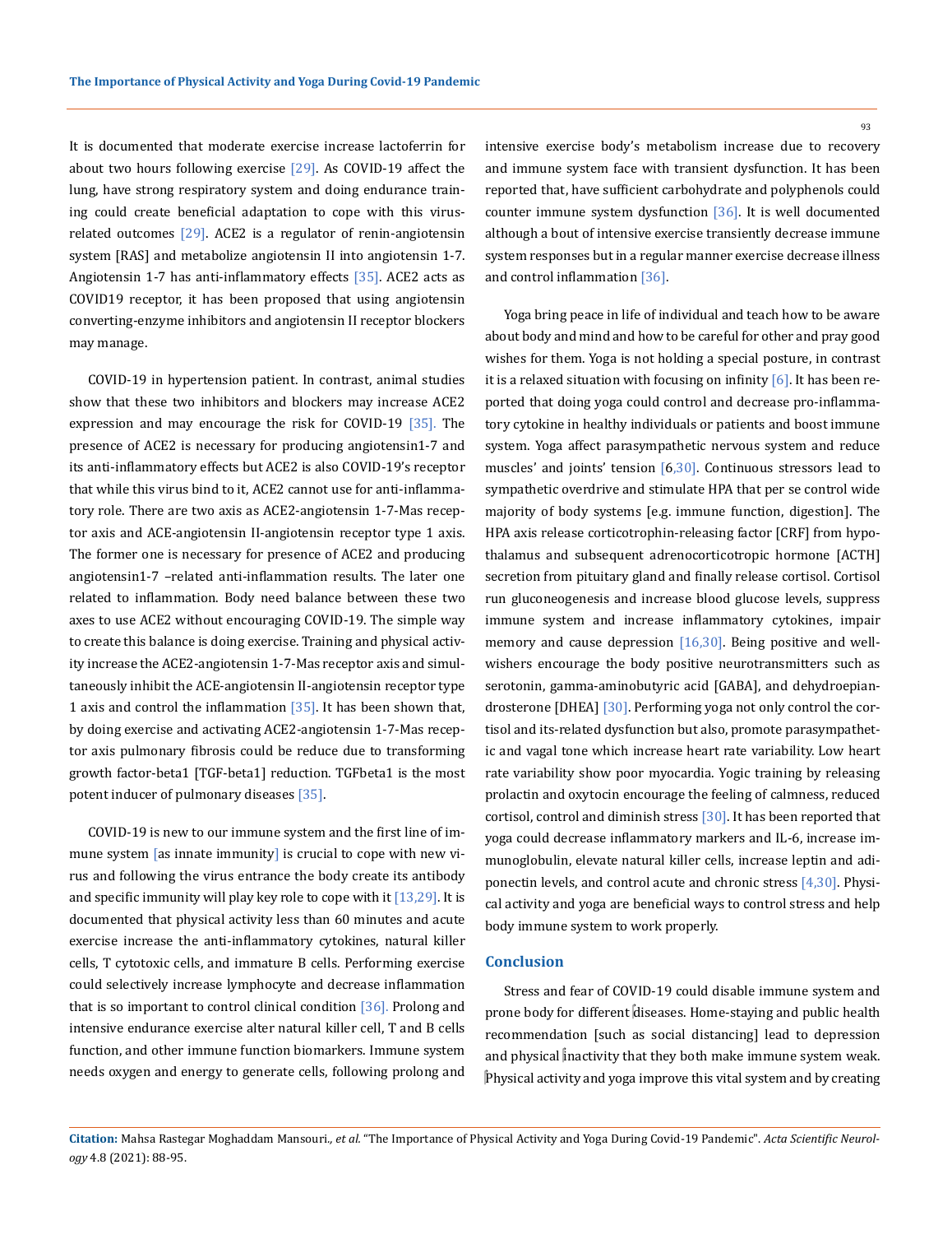It is documented that moderate exercise increase lactoferrin for about two hours following exercise [29]. As COVID-19 affect the lung, have strong respiratory system and doing endurance training could create beneficial adaptation to cope with this virus-related outcomes [29]. ACE2 is a regulator of renin-angiotensin system [RAS] and metabolize angiotensin II into angiotensin 1-7. Angiotensin 1-7 has anti-inflammatory effects [35]. ACE2 acts as COVID19 receptor, it has been proposed that using angiotensin converting-enzyme inhibitors and angiotensin II receptor blockers may manage.

COVID-19 in hypertension patient. In contrast, animal studies show that these two inhibitors and blockers may increase ACE2 expression and may encourage the risk for COVID-19 [35]. The presence of ACE2 is necessary for producing angiotensin1-7 and its anti-inflammatory effects but ACE2 is also COVID-19's receptor that while this virus bind to it, ACE2 cannot use for anti-inflammatory role. There are two axis as ACE2-angiotensin 1-7-Mas receptor axis and ACE-angiotensin II-angiotensin receptor type 1 axis. The former one is necessary for presence of ACE2 and producing angiotensin1-7 –related anti-inflammation results. The later one related to inflammation. Body need balance between these two axes to use ACE2 without encouraging COVID-19. The simple way to create this balance is doing exercise. Training and physical activity increase the ACE2-angiotensin 1-7-Mas receptor axis and simultaneously inhibit the ACE-angiotensin II-angiotensin receptor type 1 axis and control the inflammation [35]. It has been shown that, by doing exercise and activating ACE2-angiotensin 1-7-Mas receptor axis pulmonary fibrosis could be reduce due to transforming growth factor-beta1 [TGF-beta1] reduction. TGFbeta1 is the most potent inducer of pulmonary diseases [35].

COVID-19 is new to our immune system and the first line of immune system [as innate immunity] is crucial to cope with new virus and following the virus entrance the body create its antibody and specific immunity will play key role to cope with it [13,29]. It is documented that physical activity less than 60 minutes and acute exercise increase the anti-inflammatory cytokines, natural killer cells, T cytotoxic cells, and immature B cells. Performing exercise could selectively increase lymphocyte and decrease inflammation that is so important to control clinical condition [36]. Prolong and intensive endurance exercise alter natural killer cell, T and B cells function, and other immune function biomarkers. Immune system needs oxygen and energy to generate cells, following prolong and intensive exercise body's metabolism increase due to recovery and immune system face with transient dysfunction. It has been reported that, have sufficient carbohydrate and polyphenols could counter immune system dysfunction [36]. It is well documented although a bout of intensive exercise transiently decrease immune system responses but in a regular manner exercise decrease illness and control inflammation [36].

Yoga bring peace in life of individual and teach how to be aware about body and mind and how to be careful for other and pray good wishes for them. Yoga is not holding a special posture, in contrast it is a relaxed situation with focusing on infinity [6]. It has been reported that doing yoga could control and decrease pro-inflammatory cytokine in healthy individuals or patients and boost immune system. Yoga affect parasympathetic nervous system and reduce muscles' and joints' tension [6,30]. Continuous stressors lead to sympathetic overdrive and stimulate HPA that per se control wide majority of body systems [e.g. immune function, digestion]. The HPA axis release corticotrophin-releasing factor [CRF] from hypothalamus and subsequent adrenocorticotropic hormone [ACTH] secretion from pituitary gland and finally release cortisol. Cortisol run gluconeogenesis and increase blood glucose levels, suppress immune system and increase inflammatory cytokines, impair memory and cause depression [16,30]. Being positive and well-wishers encourage the body positive neurotransmitters such as serotonin, gamma-aminobutyric acid [GABA], and dehydroepiandrosterone [DHEA] [30]. Performing yoga not only control the cortisol and its-related dysfunction but also, promote parasympathetic and vagal tone which increase heart rate variability. Low heart rate variability show poor myocardia. Yogic training by releasing prolactin and oxytocin encourage the feeling of calmness, reduced cortisol, control and diminish stress [30]. It has been reported that yoga could decrease inflammatory markers and IL-6, increase immunoglobulin, elevate natural killer cells, increase leptin and adiponectin levels, and control acute and chronic stress [4,30]. Physical activity and yoga are beneficial ways to control stress and help body immune system to work properly.

## Conclusion

Stress and fear of COVID-19 could disable immune system and prone body for different diseases. Home-staying and public health recommendation [such as social distancing] lead to depression and physical inactivity that they both make immune system weak. Physical activity and yoga improve this vital system and by creating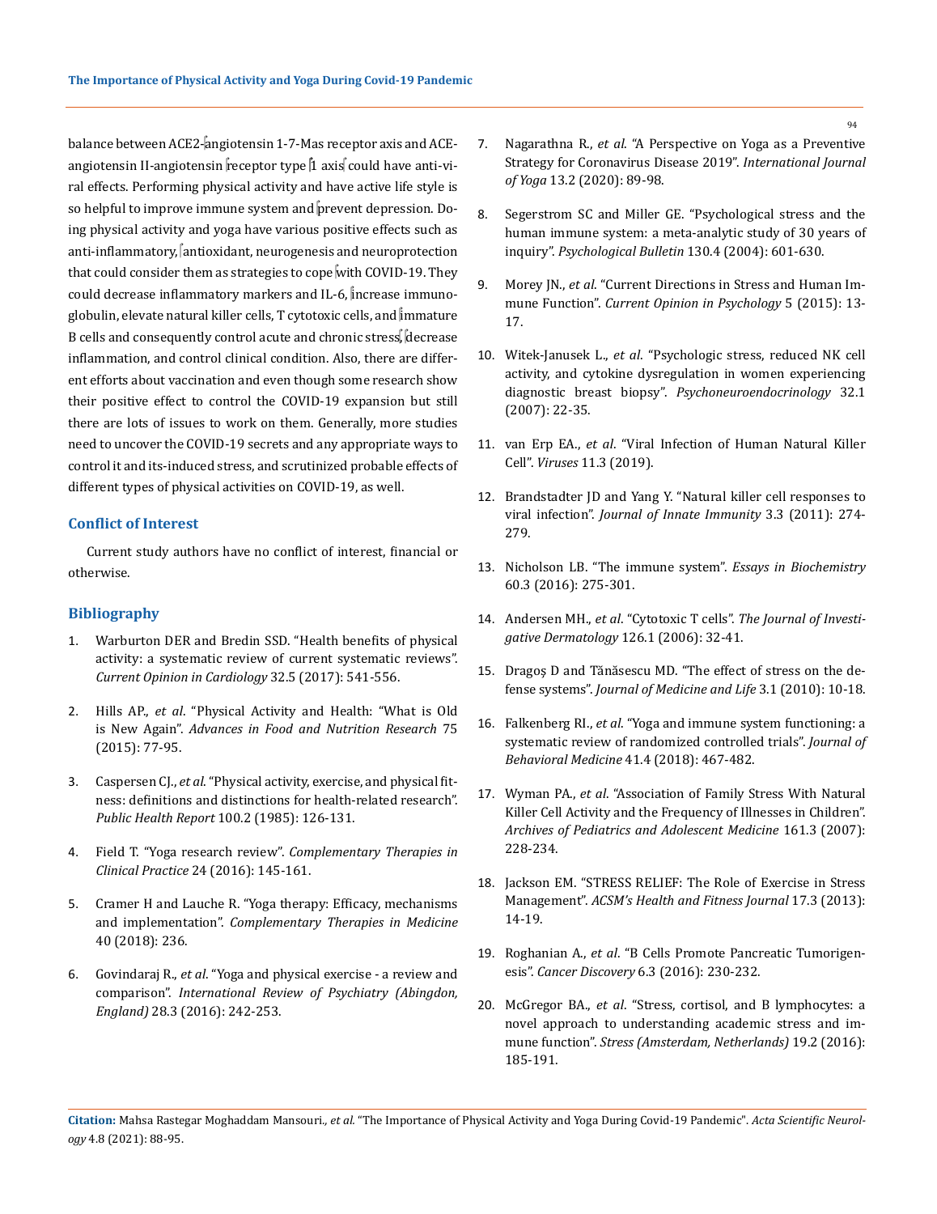balance between ACE2-angiotensin 1-7-Mas receptor axis and ACE-angiotensin II-angiotensin receptor type 1 axis could have anti-viral effects. Performing physical activity and have active life style is so helpful to improve immune system and prevent depression. Doing physical activity and yoga have various positive effects such as anti-inflammatory, antioxidant, neurogenesis and neuroprotection that could consider them as strategies to cope with COVID-19. They could decrease inflammatory markers and IL-6, increase immunoglobulin, elevate natural killer cells, T cytotoxic cells, and immature B cells and consequently control acute and chronic stress, decrease inflammation, and control clinical condition. Also, there are different efforts about vaccination and even though some research show their positive effect to control the COVID-19 expansion but still there are lots of issues to work on them. Generally, more studies need to uncover the COVID-19 secrets and any appropriate ways to control it and its-induced stress, and scrutinized probable effects of different types of physical activities on COVID-19, as well.

## Conflict of Interest

Current study authors have no conflict of interest, financial or otherwise.

## Bibliography

1. Warburton DER and Bredin SSD. "Health benefits of physical activity: a systematic review of current systematic reviews". *Current Opinion in Cardiology* 32.5 (2017): 541-556.
2. Hills AP., *et al*. "Physical Activity and Health: "What is Old is New Again". *Advances in Food and Nutrition Research* 75 (2015): 77-95.
3. Caspersen CJ., *et al*. "Physical activity, exercise, and physical fitness: definitions and distinctions for health-related research". *Public Health Report* 100.2 (1985): 126-131.
4. Field T. "Yoga research review". *Complementary Therapies in Clinical Practice* 24 (2016): 145-161.
5. Cramer H and Lauche R. "Yoga therapy: Efficacy, mechanisms and implementation". *Complementary Therapies in Medicine* 40 (2018): 236.
6. Govindaraj R., *et al*. "Yoga and physical exercise - a review and comparison". *International Review of Psychiatry (Abingdon, England)* 28.3 (2016): 242-253.
7. Nagarathna R., *et al*. "A Perspective on Yoga as a Preventive Strategy for Coronavirus Disease 2019". *International Journal of Yoga* 13.2 (2020): 89-98.
8. Segerstrom SC and Miller GE. "Psychological stress and the human immune system: a meta-analytic study of 30 years of inquiry". *Psychological Bulletin* 130.4 (2004): 601-630.
9. Morey JN., *et al*. "Current Directions in Stress and Human Immune Function". *Current Opinion in Psychology* 5 (2015): 13-17.
10. Witek-Janusek L., *et al*. "Psychologic stress, reduced NK cell activity, and cytokine dysregulation in women experiencing diagnostic breast biopsy". *Psychoneuroendocrinology* 32.1 (2007): 22-35.
11. van Erp EA., *et al*. "Viral Infection of Human Natural Killer Cell". *Viruses* 11.3 (2019).
12. Brandstadter JD and Yang Y. "Natural killer cell responses to viral infection". *Journal of Innate Immunity* 3.3 (2011): 274-279.
13. Nicholson LB. "The immune system". *Essays in Biochemistry* 60.3 (2016): 275-301.
14. Andersen MH., *et al*. "Cytotoxic T cells". *The Journal of Investigative Dermatology* 126.1 (2006): 32-41.
15. Dragoș D and Tănăsescu MD. "The effect of stress on the defense systems". *Journal of Medicine and Life* 3.1 (2010): 10-18.
16. Falkenberg RI., *et al*. "Yoga and immune system functioning: a systematic review of randomized controlled trials". *Journal of Behavioral Medicine* 41.4 (2018): 467-482.
17. Wyman PA., *et al*. "Association of Family Stress With Natural Killer Cell Activity and the Frequency of Illnesses in Children". *Archives of Pediatrics and Adolescent Medicine* 161.3 (2007): 228-234.
18. Jackson EM. "STRESS RELIEF: The Role of Exercise in Stress Management". *ACSM's Health and Fitness Journal* 17.3 (2013): 14-19.
19. Roghanian A., *et al*. "B Cells Promote Pancreatic Tumorigenesis". *Cancer Discovery* 6.3 (2016): 230-232.
20. McGregor BA., *et al*. "Stress, cortisol, and B lymphocytes: a novel approach to understanding academic stress and immune function". *Stress (Amsterdam, Netherlands)* 19.2 (2016): 185-191.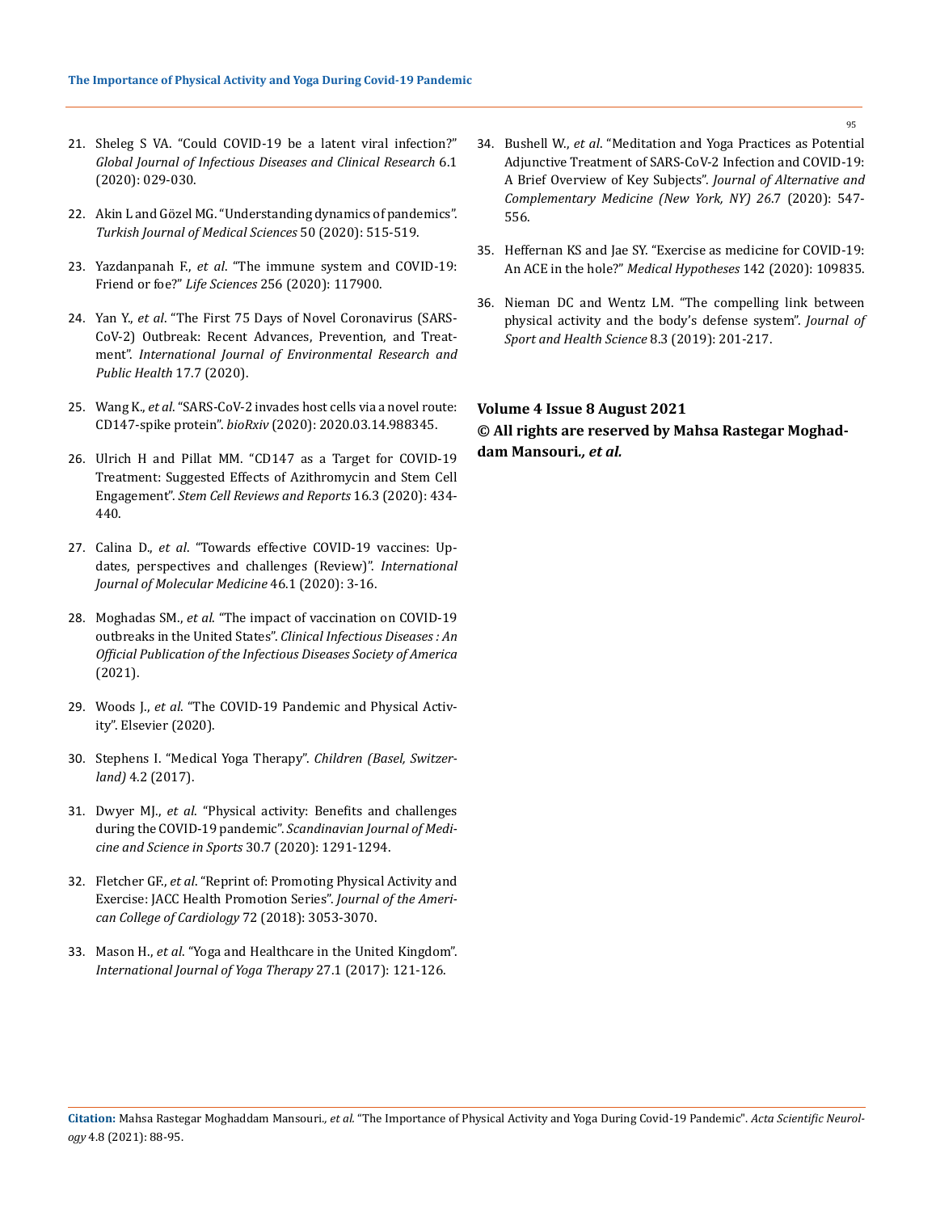21. Sheleg S VA. "Could COVID-19 be a latent viral infection?" *Global Journal of Infectious Diseases and Clinical Research* 6.1 (2020): 029-030.

22. Akin L and Gözel MG. "Understanding dynamics of pandemics". *Turkish Journal of Medical Sciences* 50 (2020): 515-519.

23. Yazdanpanah F., *et al*. "The immune system and COVID-19: Friend or foe?" *Life Sciences* 256 (2020): 117900.

24. Yan Y., *et al*. "The First 75 Days of Novel Coronavirus (SARS-CoV-2) Outbreak: Recent Advances, Prevention, and Treatment". *International Journal of Environmental Research and Public Health* 17.7 (2020).

25. Wang K., *et al*. "SARS-CoV-2 invades host cells via a novel route: CD147-spike protein". *bioRxiv* (2020): 2020.03.14.988345.

26. Ulrich H and Pillat MM. "CD147 as a Target for COVID-19 Treatment: Suggested Effects of Azithromycin and Stem Cell Engagement". *Stem Cell Reviews and Reports* 16.3 (2020): 434-440.

27. Calina D., *et al*. "Towards effective COVID-19 vaccines: Updates, perspectives and challenges (Review)". *International Journal of Molecular Medicine* 46.1 (2020): 3-16.

28. Moghadas SM., *et al*. "The impact of vaccination on COVID-19 outbreaks in the United States". *Clinical Infectious Diseases : An Official Publication of the Infectious Diseases Society of America* (2021).

29. Woods J., *et al*. "The COVID-19 Pandemic and Physical Activity". Elsevier (2020).

30. Stephens I. "Medical Yoga Therapy". *Children (Basel, Switzerland)* 4.2 (2017).

31. Dwyer MJ., *et al*. "Physical activity: Benefits and challenges during the COVID-19 pandemic". *Scandinavian Journal of Medicine and Science in Sports* 30.7 (2020): 1291-1294.

32. Fletcher GF., *et al*. "Reprint of: Promoting Physical Activity and Exercise: JACC Health Promotion Series". *Journal of the American College of Cardiology* 72 (2018): 3053-3070.

33. Mason H., *et al*. "Yoga and Healthcare in the United Kingdom". *International Journal of Yoga Therapy* 27.1 (2017): 121-126.

34. Bushell W., *et al*. "Meditation and Yoga Practices as Potential Adjunctive Treatment of SARS-CoV-2 Infection and COVID-19: A Brief Overview of Key Subjects". *Journal of Alternative and Complementary Medicine (New York, NY) 26*.7 (2020): 547-556.

35. Heffernan KS and Jae SY. "Exercise as medicine for COVID-19: An ACE in the hole?" *Medical Hypotheses* 142 (2020): 109835.

36. Nieman DC and Wentz LM. "The compelling link between physical activity and the body's defense system". *Journal of Sport and Health Science* 8.3 (2019): 201-217.

**Volume 4 Issue 8 August 2021**
**© All rights are reserved by Mahsa Rastegar Moghaddam Mansouri*., et al.***